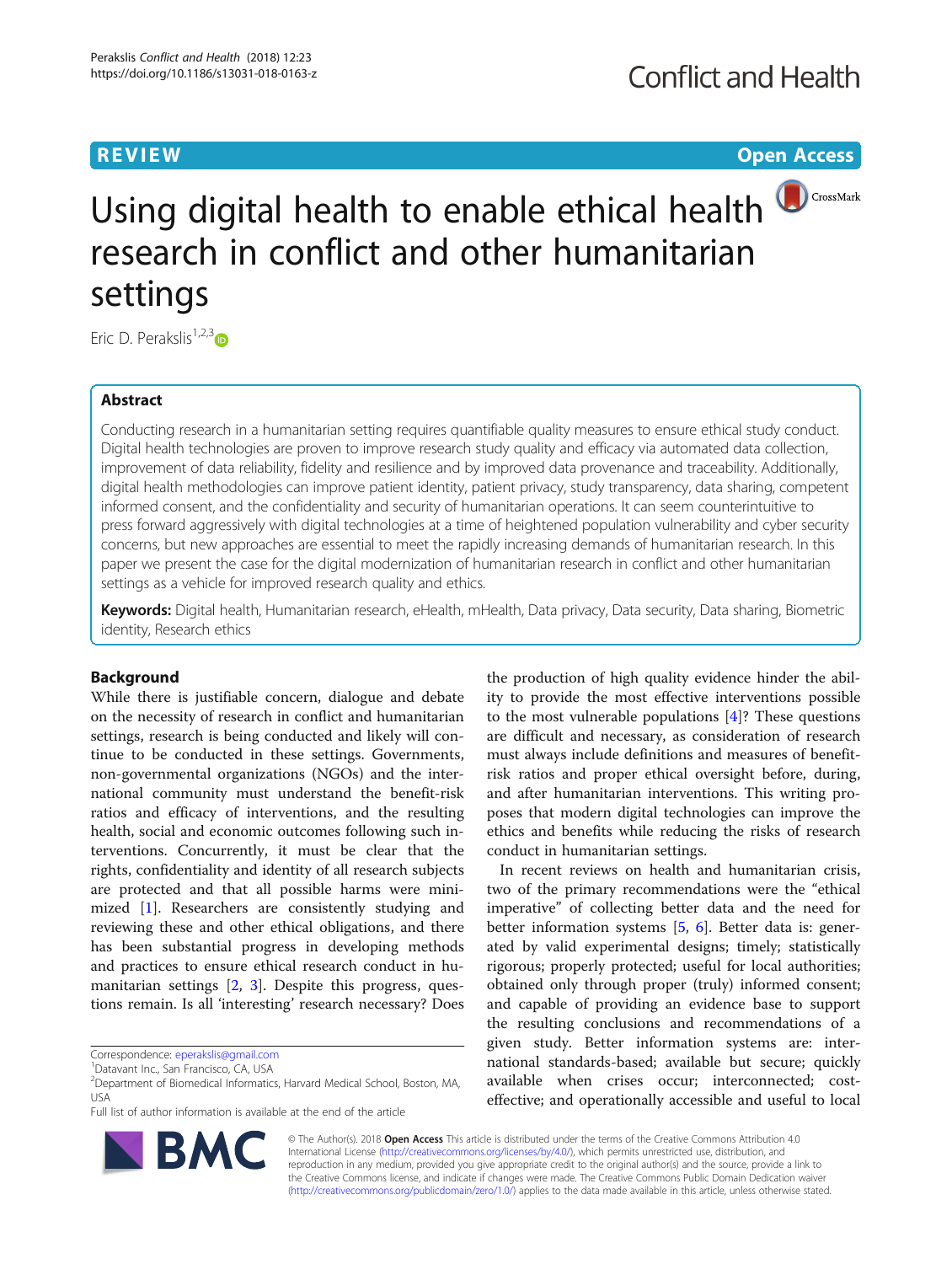REVIEW

Open Access

# Using digital health to enable ethical health research in conflict and other humanitarian settings

Eric D. Perakslis[1,2,3]

## Abstract

Conducting research in a humanitarian setting requires quantifiable quality measures to ensure ethical study conduct. Digital health technologies are proven to improve research study quality and efficacy via automated data collection, improvement of data reliability, fidelity and resilience and by improved data provenance and traceability. Additionally, digital health methodologies can improve patient identity, patient privacy, study transparency, data sharing, competent informed consent, and the confidentiality and security of humanitarian operations. It can seem counterintuitive to press forward aggressively with digital technologies at a time of heightened population vulnerability and cyber security concerns, but new approaches are essential to meet the rapidly increasing demands of humanitarian research. In this paper we present the case for the digital modernization of humanitarian research in conflict and other humanitarian settings as a vehicle for improved research quality and ethics.

**Keywords:** Digital health, Humanitarian research, eHealth, mHealth, Data privacy, Data security, Data sharing, Biometric identity, Research ethics

## Background

While there is justifiable concern, dialogue and debate on the necessity of research in conflict and humanitarian settings, research is being conducted and likely will continue to be conducted in these settings. Governments, non-governmental organizations (NGOs) and the international community must understand the benefit-risk ratios and efficacy of interventions, and the resulting health, social and economic outcomes following such interventions. Concurrently, it must be clear that the rights, confidentiality and identity of all research subjects are protected and that all possible harms were minimized [1]. Researchers are consistently studying and reviewing these and other ethical obligations, and there has been substantial progress in developing methods and practices to ensure ethical research conduct in humanitarian settings [2, 3]. Despite this progress, questions remain. Is all 'interesting' research necessary? Does the production of high quality evidence hinder the ability to provide the most effective interventions possible to the most vulnerable populations [4]? These questions are difficult and necessary, as consideration of research must always include definitions and measures of benefit-risk ratios and proper ethical oversight before, during, and after humanitarian interventions. This writing proposes that modern digital technologies can improve the ethics and benefits while reducing the risks of research conduct in humanitarian settings.

In recent reviews on health and humanitarian crisis, two of the primary recommendations were the "ethical imperative" of collecting better data and the need for better information systems [5, 6]. Better data is: generated by valid experimental designs; timely; statistically rigorous; properly protected; useful for local authorities; obtained only through proper (truly) informed consent; and capable of providing an evidence base to support the resulting conclusions and recommendations of a given study. Better information systems are: international standards-based; available but secure; quickly available when crises occur; interconnected; cost-effective; and operationally accessible and useful to local

Correspondence: eperakslis@gmail.com

[1]Datavant Inc., San Francisco, CA, USA

[2]Department of Biomedical Informatics, Harvard Medical School, Boston, MA, USA

Full list of author information is available at the end of the article

© The Author(s). 2018 **Open Access** This article is distributed under the terms of the Creative Commons Attribution 4.0 International License (http://creativecommons.org/licenses/by/4.0/), which permits unrestricted use, distribution, and reproduction in any medium, provided you give appropriate credit to the original author(s) and the source, provide a link to the Creative Commons license, and indicate if changes were made. The Creative Commons Public Domain Dedication waiver (http://creativecommons.org/publicdomain/zero/1.0/) applies to the data made available in this article, unless otherwise stated.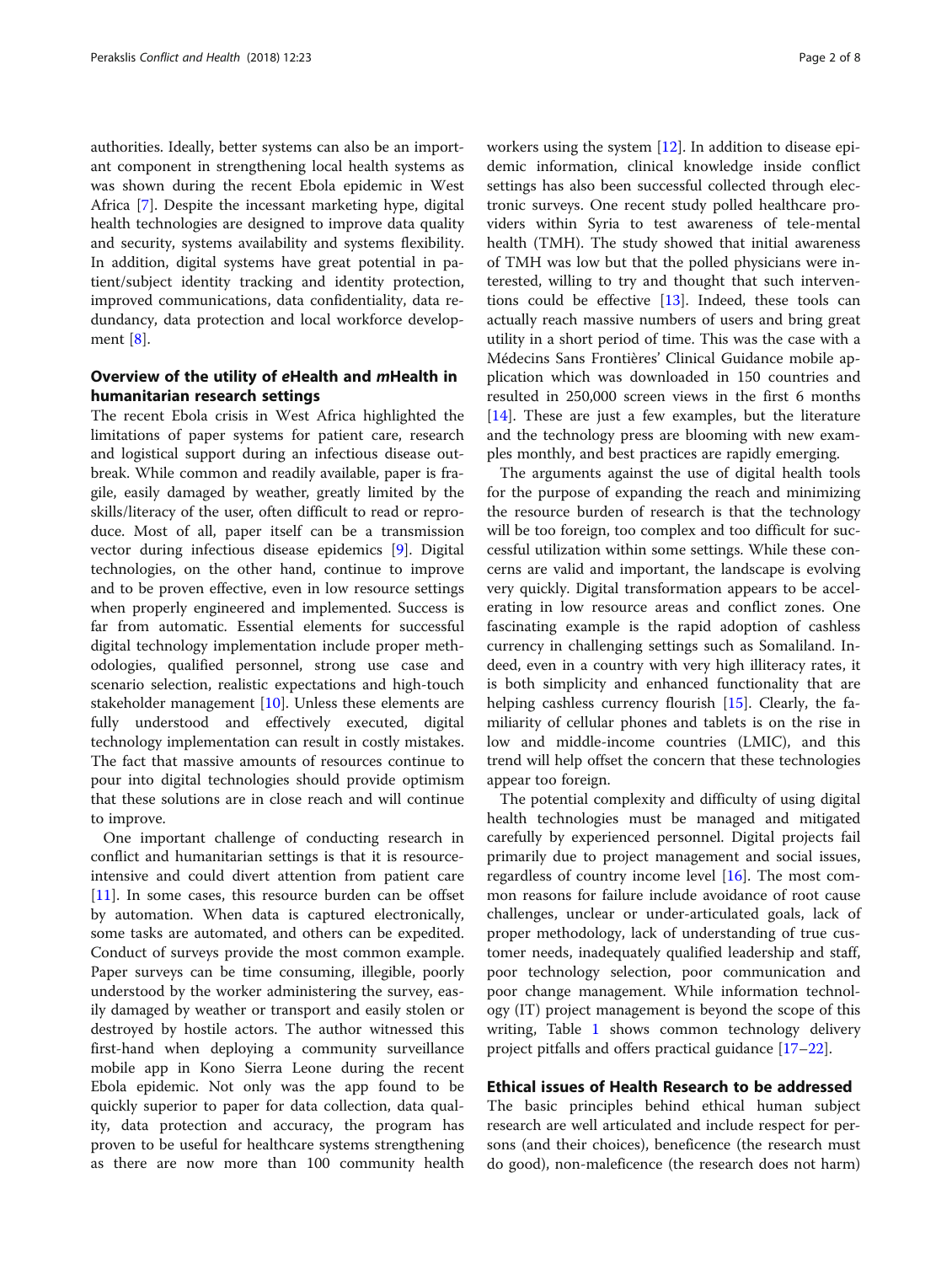authorities. Ideally, better systems can also be an important component in strengthening local health systems as was shown during the recent Ebola epidemic in West Africa [7]. Despite the incessant marketing hype, digital health technologies are designed to improve data quality and security, systems availability and systems flexibility. In addition, digital systems have great potential in patient/subject identity tracking and identity protection, improved communications, data confidentiality, data redundancy, data protection and local workforce development [8].

## Overview of the utility of *e*Health and *m*Health in humanitarian research settings

The recent Ebola crisis in West Africa highlighted the limitations of paper systems for patient care, research and logistical support during an infectious disease outbreak. While common and readily available, paper is fragile, easily damaged by weather, greatly limited by the skills/literacy of the user, often difficult to read or reproduce. Most of all, paper itself can be a transmission vector during infectious disease epidemics [9]. Digital technologies, on the other hand, continue to improve and to be proven effective, even in low resource settings when properly engineered and implemented. Success is far from automatic. Essential elements for successful digital technology implementation include proper methodologies, qualified personnel, strong use case and scenario selection, realistic expectations and high-touch stakeholder management [10]. Unless these elements are fully understood and effectively executed, digital technology implementation can result in costly mistakes. The fact that massive amounts of resources continue to pour into digital technologies should provide optimism that these solutions are in close reach and will continue to improve.

One important challenge of conducting research in conflict and humanitarian settings is that it is resource-intensive and could divert attention from patient care [11]. In some cases, this resource burden can be offset by automation. When data is captured electronically, some tasks are automated, and others can be expedited. Conduct of surveys provide the most common example. Paper surveys can be time consuming, illegible, poorly understood by the worker administering the survey, easily damaged by weather or transport and easily stolen or destroyed by hostile actors. The author witnessed this first-hand when deploying a community surveillance mobile app in Kono Sierra Leone during the recent Ebola epidemic. Not only was the app found to be quickly superior to paper for data collection, data quality, data protection and accuracy, the program has proven to be useful for healthcare systems strengthening as there are now more than 100 community health workers using the system [12]. In addition to disease epidemic information, clinical knowledge inside conflict settings has also been successful collected through electronic surveys. One recent study polled healthcare providers within Syria to test awareness of tele-mental health (TMH). The study showed that initial awareness of TMH was low but that the polled physicians were interested, willing to try and thought that such interventions could be effective [13]. Indeed, these tools can actually reach massive numbers of users and bring great utility in a short period of time. This was the case with a Médecins Sans Frontières' Clinical Guidance mobile application which was downloaded in 150 countries and resulted in 250,000 screen views in the first 6 months [14]. These are just a few examples, but the literature and the technology press are blooming with new examples monthly, and best practices are rapidly emerging.

The arguments against the use of digital health tools for the purpose of expanding the reach and minimizing the resource burden of research is that the technology will be too foreign, too complex and too difficult for successful utilization within some settings. While these concerns are valid and important, the landscape is evolving very quickly. Digital transformation appears to be accelerating in low resource areas and conflict zones. One fascinating example is the rapid adoption of cashless currency in challenging settings such as Somaliland. Indeed, even in a country with very high illiteracy rates, it is both simplicity and enhanced functionality that are helping cashless currency flourish [15]. Clearly, the familiarity of cellular phones and tablets is on the rise in low and middle-income countries (LMIC), and this trend will help offset the concern that these technologies appear too foreign.

The potential complexity and difficulty of using digital health technologies must be managed and mitigated carefully by experienced personnel. Digital projects fail primarily due to project management and social issues, regardless of country income level [16]. The most common reasons for failure include avoidance of root cause challenges, unclear or under-articulated goals, lack of proper methodology, lack of understanding of true customer needs, inadequately qualified leadership and staff, poor technology selection, poor communication and poor change management. While information technology (IT) project management is beyond the scope of this writing, Table 1 shows common technology delivery project pitfalls and offers practical guidance [17–22].

## Ethical issues of Health Research to be addressed

The basic principles behind ethical human subject research are well articulated and include respect for persons (and their choices), beneficence (the research must do good), non-maleficence (the research does not harm)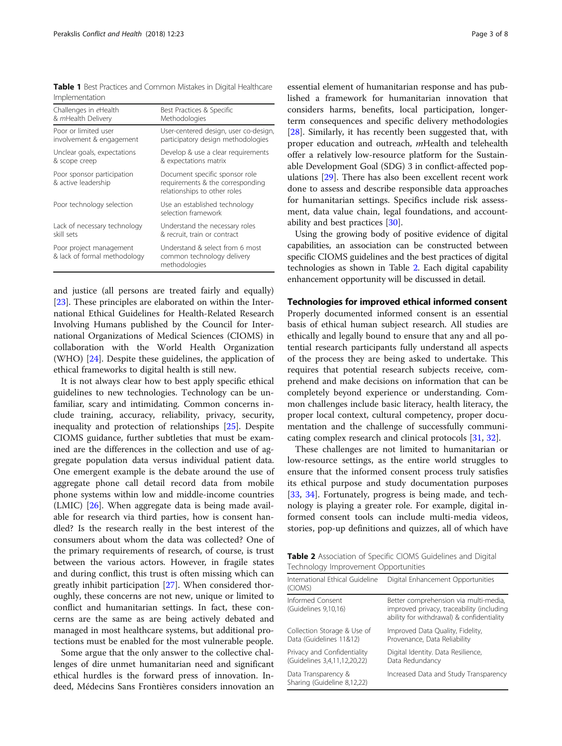**Table 1** Best Practices and Common Mistakes in Digital Healthcare Implementation

| Challenges in *e*Health & *m*Health Delivery | Best Practices & Specific Methodologies |
|---|---|
| Poor or limited user involvement & engagement | User-centered design, user co-design, participatory design methodologies |
| Unclear goals, expectations & scope creep | Develop & use a clear requirements & expectations matrix |
| Poor sponsor participation & active leadership | Document specific sponsor role requirements & the corresponding relationships to other roles |
| Poor technology selection | Use an established technology selection framework |
| Lack of necessary technology skill sets | Understand the necessary roles & recruit, train or contract |
| Poor project management & lack of formal methodology | Understand & select from 6 most common technology delivery methodologies |

and justice (all persons are treated fairly and equally) [23]. These principles are elaborated on within the International Ethical Guidelines for Health-Related Research Involving Humans published by the Council for International Organizations of Medical Sciences (CIOMS) in collaboration with the World Health Organization (WHO) [24]. Despite these guidelines, the application of ethical frameworks to digital health is still new.

It is not always clear how to best apply specific ethical guidelines to new technologies. Technology can be unfamiliar, scary and intimidating. Common concerns include training, accuracy, reliability, privacy, security, inequality and protection of relationships [25]. Despite CIOMS guidance, further subtleties that must be examined are the differences in the collection and use of aggregate population data versus individual patient data. One emergent example is the debate around the use of aggregate phone call detail record data from mobile phone systems within low and middle-income countries (LMIC) [26]. When aggregate data is being made available for research via third parties, how is consent handled? Is the research really in the best interest of the consumers about whom the data was collected? One of the primary requirements of research, of course, is trust between the various actors. However, in fragile states and during conflict, this trust is often missing which can greatly inhibit participation [27]. When considered thoroughly, these concerns are not new, unique or limited to conflict and humanitarian settings. In fact, these concerns are the same as are being actively debated and managed in most healthcare systems, but additional protections must be enabled for the most vulnerable people.

Some argue that the only answer to the collective challenges of dire unmet humanitarian need and significant ethical hurdles is the forward press of innovation. Indeed, Médecins Sans Frontières considers innovation an essential element of humanitarian response and has published a framework for humanitarian innovation that considers harms, benefits, local participation, longer-term consequences and specific delivery methodologies [28]. Similarly, it has recently been suggested that, with proper education and outreach, *m*Health and telehealth offer a relatively low-resource platform for the Sustainable Development Goal (SDG) 3 in conflict-affected populations [29]. There has also been excellent recent work done to assess and describe responsible data approaches for humanitarian settings. Specifics include risk assessment, data value chain, legal foundations, and accountability and best practices [30].

Using the growing body of positive evidence of digital capabilities, an association can be constructed between specific CIOMS guidelines and the best practices of digital technologies as shown in Table 2. Each digital capability enhancement opportunity will be discussed in detail.

## Technologies for improved ethical informed consent

Properly documented informed consent is an essential basis of ethical human subject research. All studies are ethically and legally bound to ensure that any and all potential research participants fully understand all aspects of the process they are being asked to undertake. This requires that potential research subjects receive, comprehend and make decisions on information that can be completely beyond experience or understanding. Common challenges include basic literacy, health literacy, the proper local context, cultural competency, proper documentation and the challenge of successfully communicating complex research and clinical protocols [31, 32].

These challenges are not limited to humanitarian or low-resource settings, as the entire world struggles to ensure that the informed consent process truly satisfies its ethical purpose and study documentation purposes [33, 34]. Fortunately, progress is being made, and technology is playing a greater role. For example, digital informed consent tools can include multi-media videos, stories, pop-up definitions and quizzes, all of which have

**Table 2** Association of Specific CIOMS Guidelines and Digital Technology Improvement Opportunities

| International Ethical Guideline (CIOMS) | Digital Enhancement Opportunities |
|---|---|
| Informed Consent (Guidelines 9,10,16) | Better comprehension via multi-media, improved privacy, traceability (including ability for withdrawal) & confidentiality |
| Collection Storage & Use of Data (Guidelines 11&12) | Improved Data Quality, Fidelity, Provenance, Data Reliability |
| Privacy and Confidentiality (Guidelines 3,4,11,12,20,22) | Digital Identity. Data Resilience, Data Redundancy |
| Data Transparency & Sharing (Guideline 8,12,22) | Increased Data and Study Transparency |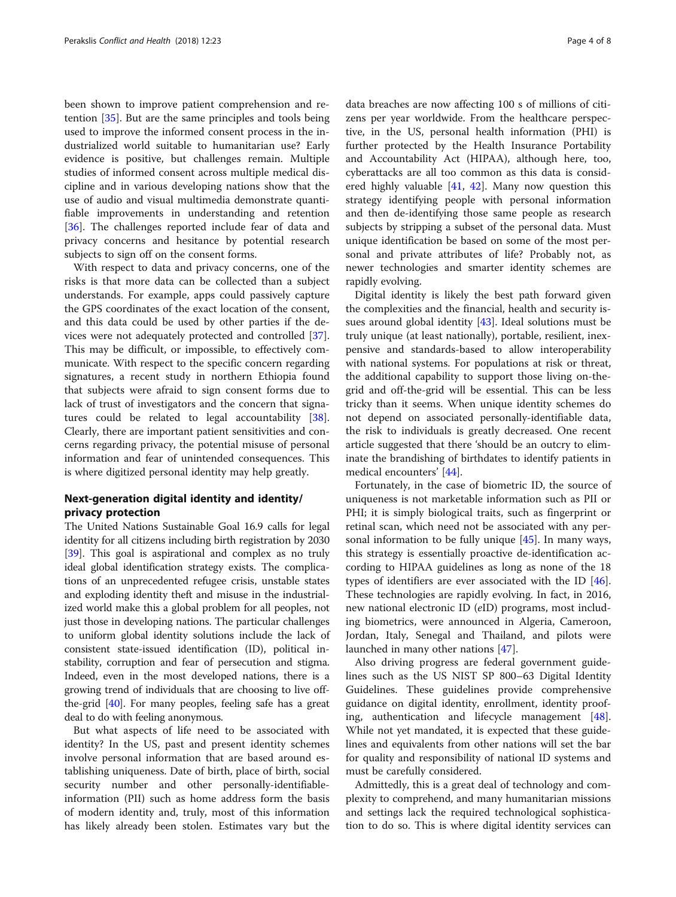been shown to improve patient comprehension and retention [35]. But are the same principles and tools being used to improve the informed consent process in the industrialized world suitable to humanitarian use? Early evidence is positive, but challenges remain. Multiple studies of informed consent across multiple medical discipline and in various developing nations show that the use of audio and visual multimedia demonstrate quantifiable improvements in understanding and retention [36]. The challenges reported include fear of data and privacy concerns and hesitance by potential research subjects to sign off on the consent forms.

With respect to data and privacy concerns, one of the risks is that more data can be collected than a subject understands. For example, apps could passively capture the GPS coordinates of the exact location of the consent, and this data could be used by other parties if the devices were not adequately protected and controlled [37]. This may be difficult, or impossible, to effectively communicate. With respect to the specific concern regarding signatures, a recent study in northern Ethiopia found that subjects were afraid to sign consent forms due to lack of trust of investigators and the concern that signatures could be related to legal accountability [38]. Clearly, there are important patient sensitivities and concerns regarding privacy, the potential misuse of personal information and fear of unintended consequences. This is where digitized personal identity may help greatly.

## Next-generation digital identity and identity/privacy protection

The United Nations Sustainable Goal 16.9 calls for legal identity for all citizens including birth registration by 2030 [39]. This goal is aspirational and complex as no truly ideal global identification strategy exists. The complications of an unprecedented refugee crisis, unstable states and exploding identity theft and misuse in the industrialized world make this a global problem for all peoples, not just those in developing nations. The particular challenges to uniform global identity solutions include the lack of consistent state-issued identification (ID), political instability, corruption and fear of persecution and stigma. Indeed, even in the most developed nations, there is a growing trend of individuals that are choosing to live off-the-grid [40]. For many peoples, feeling safe has a great deal to do with feeling anonymous.

But what aspects of life need to be associated with identity? In the US, past and present identity schemes involve personal information that are based around establishing uniqueness. Date of birth, place of birth, social security number and other personally-identifiable-information (PII) such as home address form the basis of modern identity and, truly, most of this information has likely already been stolen. Estimates vary but the data breaches are now affecting 100 s of millions of citizens per year worldwide. From the healthcare perspective, in the US, personal health information (PHI) is further protected by the Health Insurance Portability and Accountability Act (HIPAA), although here, too, cyberattacks are all too common as this data is considered highly valuable [41, 42]. Many now question this strategy identifying people with personal information and then de-identifying those same people as research subjects by stripping a subset of the personal data. Must unique identification be based on some of the most personal and private attributes of life? Probably not, as newer technologies and smarter identity schemes are rapidly evolving.

Digital identity is likely the best path forward given the complexities and the financial, health and security issues around global identity [43]. Ideal solutions must be truly unique (at least nationally), portable, resilient, inexpensive and standards-based to allow interoperability with national systems. For populations at risk or threat, the additional capability to support those living on-the-grid and off-the-grid will be essential. This can be less tricky than it seems. When unique identity schemes do not depend on associated personally-identifiable data, the risk to individuals is greatly decreased. One recent article suggested that there 'should be an outcry to eliminate the brandishing of birthdates to identify patients in medical encounters' [44].

Fortunately, in the case of biometric ID, the source of uniqueness is not marketable information such as PII or PHI; it is simply biological traits, such as fingerprint or retinal scan, which need not be associated with any personal information to be fully unique [45]. In many ways, this strategy is essentially proactive de-identification according to HIPAA guidelines as long as none of the 18 types of identifiers are ever associated with the ID [46]. These technologies are rapidly evolving. In fact, in 2016, new national electronic ID (*e*ID) programs, most including biometrics, were announced in Algeria, Cameroon, Jordan, Italy, Senegal and Thailand, and pilots were launched in many other nations [47].

Also driving progress are federal government guidelines such as the US NIST SP 800–63 Digital Identity Guidelines. These guidelines provide comprehensive guidance on digital identity, enrollment, identity proofing, authentication and lifecycle management [48]. While not yet mandated, it is expected that these guidelines and equivalents from other nations will set the bar for quality and responsibility of national ID systems and must be carefully considered.

Admittedly, this is a great deal of technology and complexity to comprehend, and many humanitarian missions and settings lack the required technological sophistication to do so. This is where digital identity services can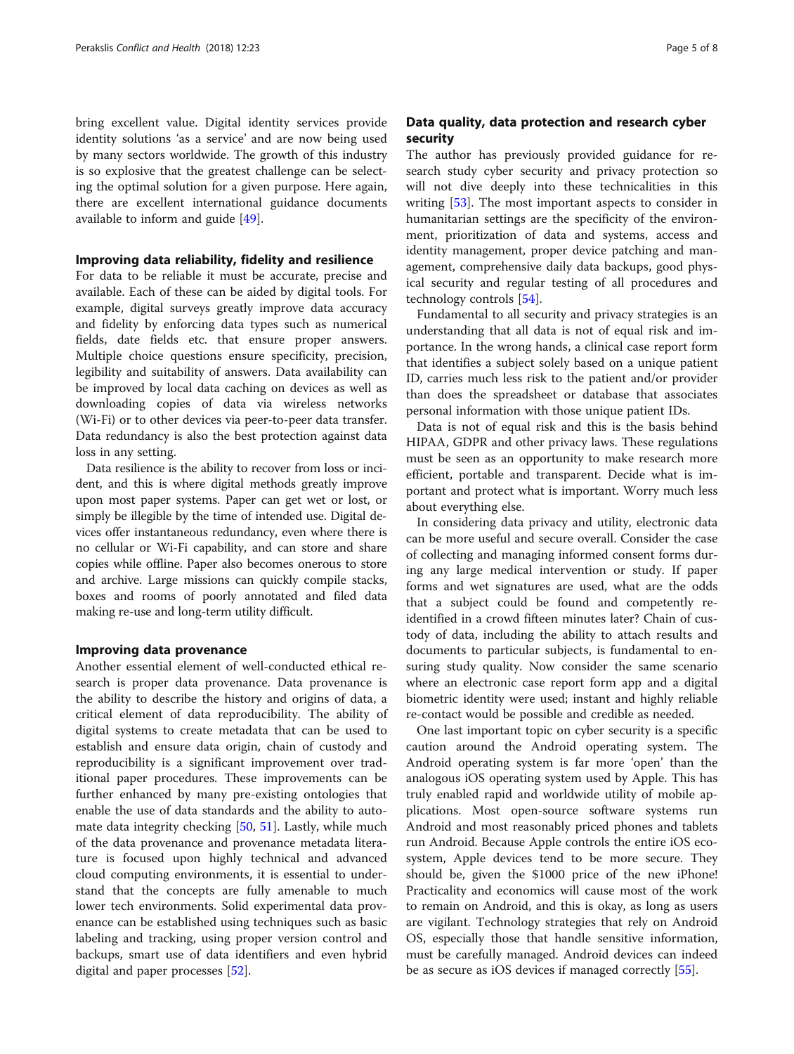bring excellent value. Digital identity services provide identity solutions 'as a service' and are now being used by many sectors worldwide. The growth of this industry is so explosive that the greatest challenge can be selecting the optimal solution for a given purpose. Here again, there are excellent international guidance documents available to inform and guide [49].

### Improving data reliability, fidelity and resilience

For data to be reliable it must be accurate, precise and available. Each of these can be aided by digital tools. For example, digital surveys greatly improve data accuracy and fidelity by enforcing data types such as numerical fields, date fields etc. that ensure proper answers. Multiple choice questions ensure specificity, precision, legibility and suitability of answers. Data availability can be improved by local data caching on devices as well as downloading copies of data via wireless networks (Wi-Fi) or to other devices via peer-to-peer data transfer. Data redundancy is also the best protection against data loss in any setting.

Data resilience is the ability to recover from loss or incident, and this is where digital methods greatly improve upon most paper systems. Paper can get wet or lost, or simply be illegible by the time of intended use. Digital devices offer instantaneous redundancy, even where there is no cellular or Wi-Fi capability, and can store and share copies while offline. Paper also becomes onerous to store and archive. Large missions can quickly compile stacks, boxes and rooms of poorly annotated and filed data making re-use and long-term utility difficult.

### Improving data provenance

Another essential element of well-conducted ethical research is proper data provenance. Data provenance is the ability to describe the history and origins of data, a critical element of data reproducibility. The ability of digital systems to create metadata that can be used to establish and ensure data origin, chain of custody and reproducibility is a significant improvement over traditional paper procedures. These improvements can be further enhanced by many pre-existing ontologies that enable the use of data standards and the ability to automate data integrity checking [50, 51]. Lastly, while much of the data provenance and provenance metadata literature is focused upon highly technical and advanced cloud computing environments, it is essential to understand that the concepts are fully amenable to much lower tech environments. Solid experimental data provenance can be established using techniques such as basic labeling and tracking, using proper version control and backups, smart use of data identifiers and even hybrid digital and paper processes [52].

## Data quality, data protection and research cyber security

The author has previously provided guidance for research study cyber security and privacy protection so will not dive deeply into these technicalities in this writing [53]. The most important aspects to consider in humanitarian settings are the specificity of the environment, prioritization of data and systems, access and identity management, proper device patching and management, comprehensive daily data backups, good physical security and regular testing of all procedures and technology controls [54].

Fundamental to all security and privacy strategies is an understanding that all data is not of equal risk and importance. In the wrong hands, a clinical case report form that identifies a subject solely based on a unique patient ID, carries much less risk to the patient and/or provider than does the spreadsheet or database that associates personal information with those unique patient IDs.

Data is not of equal risk and this is the basis behind HIPAA, GDPR and other privacy laws. These regulations must be seen as an opportunity to make research more efficient, portable and transparent. Decide what is important and protect what is important. Worry much less about everything else.

In considering data privacy and utility, electronic data can be more useful and secure overall. Consider the case of collecting and managing informed consent forms during any large medical intervention or study. If paper forms and wet signatures are used, what are the odds that a subject could be found and competently re-identified in a crowd fifteen minutes later? Chain of custody of data, including the ability to attach results and documents to particular subjects, is fundamental to ensuring study quality. Now consider the same scenario where an electronic case report form app and a digital biometric identity were used; instant and highly reliable re-contact would be possible and credible as needed.

One last important topic on cyber security is a specific caution around the Android operating system. The Android operating system is far more 'open' than the analogous iOS operating system used by Apple. This has truly enabled rapid and worldwide utility of mobile applications. Most open-source software systems run Android and most reasonably priced phones and tablets run Android. Because Apple controls the entire iOS ecosystem, Apple devices tend to be more secure. They should be, given the $1000 price of the new iPhone! Practicality and economics will cause most of the work to remain on Android, and this is okay, as long as users are vigilant. Technology strategies that rely on Android OS, especially those that handle sensitive information, must be carefully managed. Android devices can indeed be as secure as iOS devices if managed correctly [55].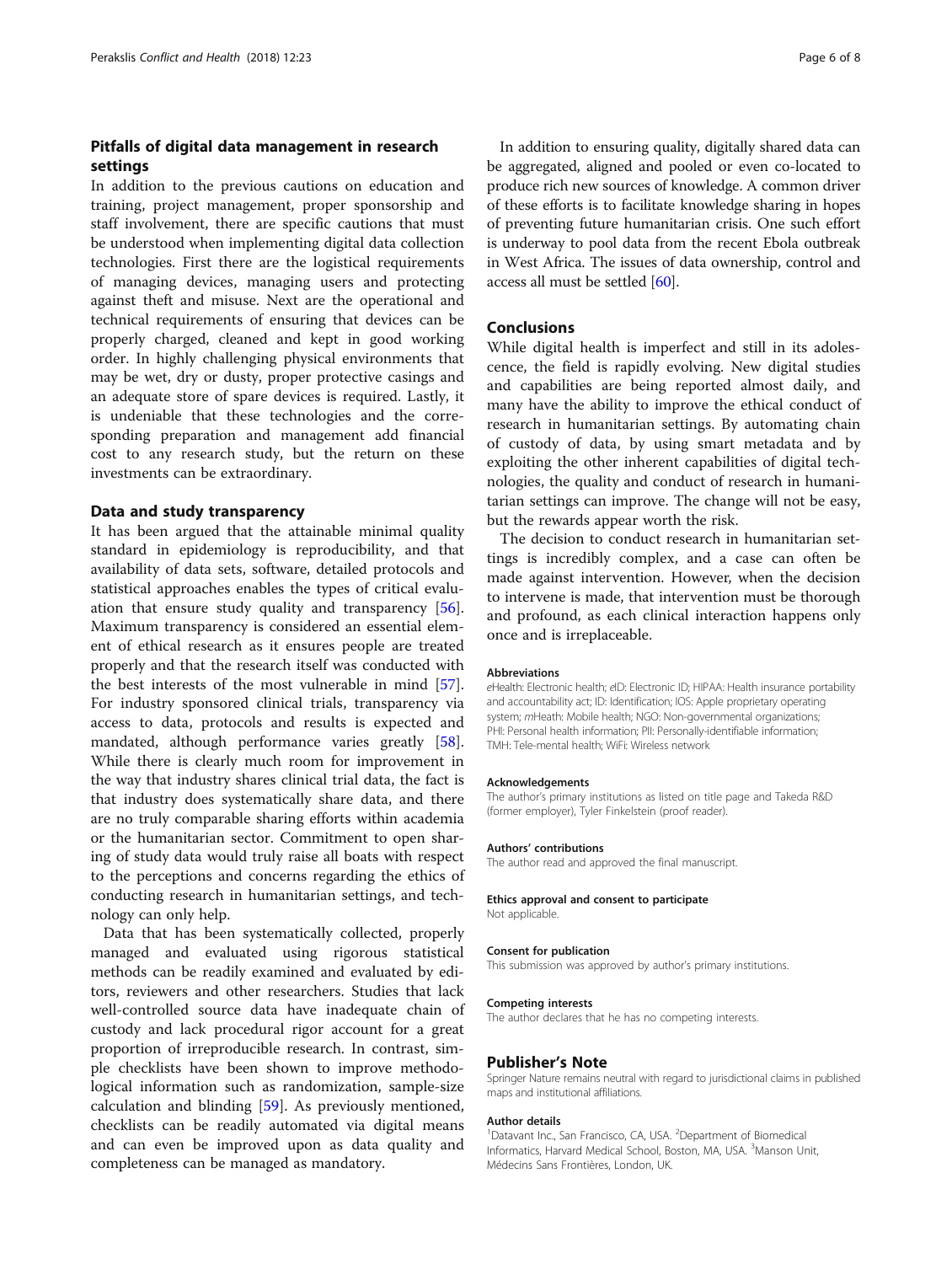## Pitfalls of digital data management in research settings

In addition to the previous cautions on education and training, project management, proper sponsorship and staff involvement, there are specific cautions that must be understood when implementing digital data collection technologies. First there are the logistical requirements of managing devices, managing users and protecting against theft and misuse. Next are the operational and technical requirements of ensuring that devices can be properly charged, cleaned and kept in good working order. In highly challenging physical environments that may be wet, dry or dusty, proper protective casings and an adequate store of spare devices is required. Lastly, it is undeniable that these technologies and the corresponding preparation and management add financial cost to any research study, but the return on these investments can be extraordinary.

### Data and study transparency

It has been argued that the attainable minimal quality standard in epidemiology is reproducibility, and that availability of data sets, software, detailed protocols and statistical approaches enables the types of critical evaluation that ensure study quality and transparency [56]. Maximum transparency is considered an essential element of ethical research as it ensures people are treated properly and that the research itself was conducted with the best interests of the most vulnerable in mind [57]. For industry sponsored clinical trials, transparency via access to data, protocols and results is expected and mandated, although performance varies greatly [58]. While there is clearly much room for improvement in the way that industry shares clinical trial data, the fact is that industry does systematically share data, and there are no truly comparable sharing efforts within academia or the humanitarian sector. Commitment to open sharing of study data would truly raise all boats with respect to the perceptions and concerns regarding the ethics of conducting research in humanitarian settings, and technology can only help.

Data that has been systematically collected, properly managed and evaluated using rigorous statistical methods can be readily examined and evaluated by editors, reviewers and other researchers. Studies that lack well-controlled source data have inadequate chain of custody and lack procedural rigor account for a great proportion of irreproducible research. In contrast, simple checklists have been shown to improve methodological information such as randomization, sample-size calculation and blinding [59]. As previously mentioned, checklists can be readily automated via digital means and can even be improved upon as data quality and completeness can be managed as mandatory.

In addition to ensuring quality, digitally shared data can be aggregated, aligned and pooled or even co-located to produce rich new sources of knowledge. A common driver of these efforts is to facilitate knowledge sharing in hopes of preventing future humanitarian crisis. One such effort is underway to pool data from the recent Ebola outbreak in West Africa. The issues of data ownership, control and access all must be settled [60].

## Conclusions

While digital health is imperfect and still in its adolescence, the field is rapidly evolving. New digital studies and capabilities are being reported almost daily, and many have the ability to improve the ethical conduct of research in humanitarian settings. By automating chain of custody of data, by using smart metadata and by exploiting the other inherent capabilities of digital technologies, the quality and conduct of research in humanitarian settings can improve. The change will not be easy, but the rewards appear worth the risk.

The decision to conduct research in humanitarian settings is incredibly complex, and a case can often be made against intervention. However, when the decision to intervene is made, that intervention must be thorough and profound, as each clinical interaction happens only once and is irreplaceable.

#### Abbreviations

*e*Health: Electronic health; *e*ID: Electronic ID; HIPAA: Health insurance portability and accountability act; ID: Identification; IOS: Apple proprietary operating system; *m*Heath: Mobile health; NGO: Non-governmental organizations; PHI: Personal health information; PII: Personally-identifiable information; TMH: Tele-mental health; WiFi: Wireless network

#### Acknowledgements

The author's primary institutions as listed on title page and Takeda R&D (former employer), Tyler Finkelstein (proof reader).

#### Authors' contributions

The author read and approved the final manuscript.

#### Ethics approval and consent to participate

Not applicable.

#### Consent for publication

This submission was approved by author's primary institutions.

#### Competing interests

The author declares that he has no competing interests.

## Publisher's Note

Springer Nature remains neutral with regard to jurisdictional claims in published maps and institutional affiliations.

#### Author details

[1]Datavant Inc., San Francisco, CA, USA. [2]Department of Biomedical Informatics, Harvard Medical School, Boston, MA, USA. [3]Manson Unit, Médecins Sans Frontières, London, UK.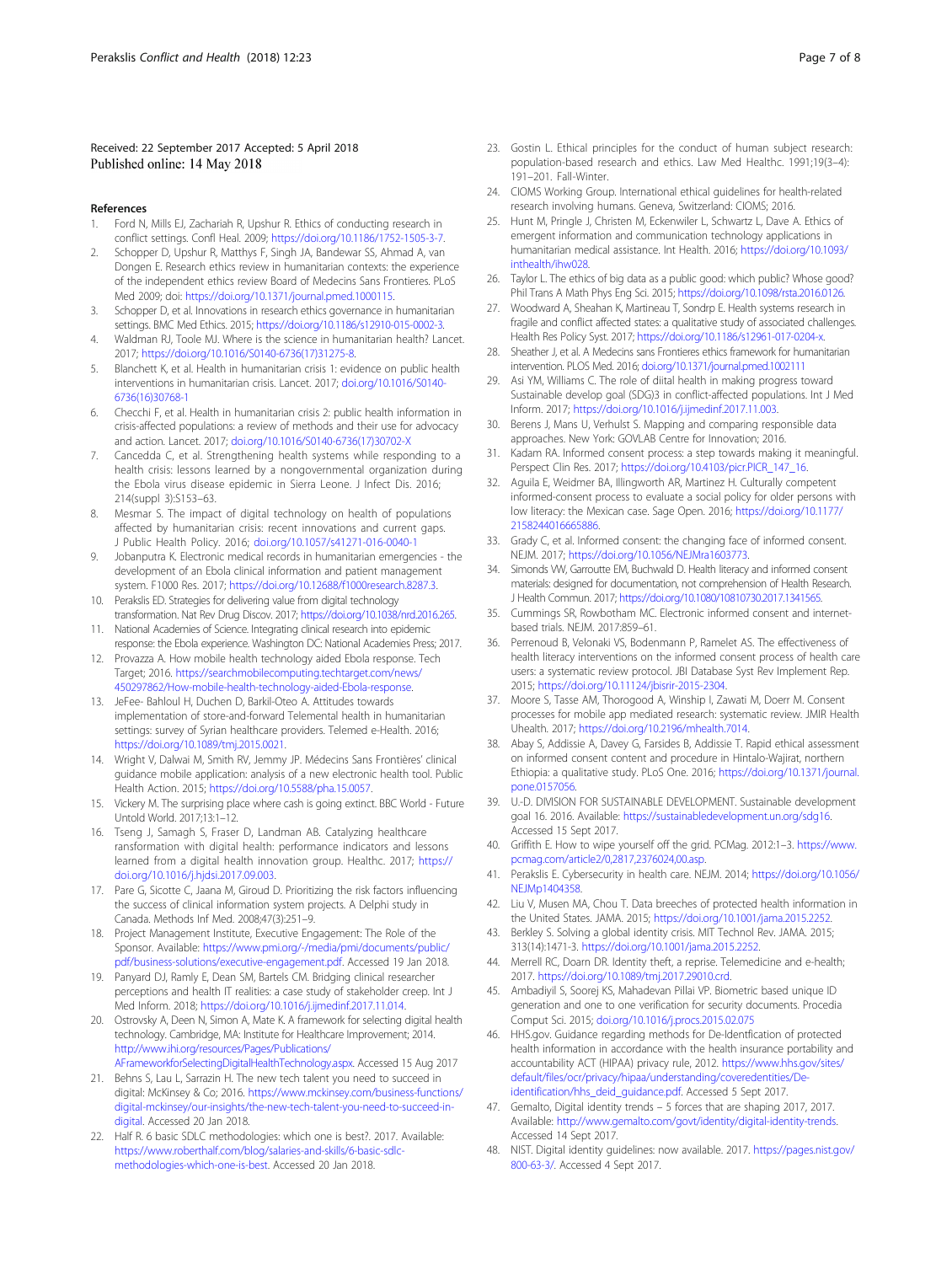Received: 22 September 2017 Accepted: 5 April 2018
Published online: 14 May 2018

### References

1. Ford N, Mills EJ, Zachariah R, Upshur R. Ethics of conducting research in conflict settings. Confl Heal. 2009; https://doi.org/10.1186/1752-1505-3-7.
2. Schopper D, Upshur R, Matthys F, Singh JA, Bandewar SS, Ahmad A, van Dongen E. Research ethics review in humanitarian contexts: the experience of the independent ethics review Board of Medecins Sans Frontieres. PLoS Med 2009; doi: https://doi.org/10.1371/journal.pmed.1000115.
3. Schopper D, et al. Innovations in research ethics governance in humanitarian settings. BMC Med Ethics. 2015; https://doi.org/10.1186/s12910-015-0002-3.
4. Waldman RJ, Toole MJ. Where is the science in humanitarian health? Lancet. 2017; https://doi.org/10.1016/S0140-6736(17)31275-8.
5. Blanchett K, et al. Health in humanitarian crisis 1: evidence on public health interventions in humanitarian crisis. Lancet. 2017; doi.org/10.1016/S0140-6736(16)30768-1
6. Checchi F, et al. Health in humanitarian crisis 2: public health information in crisis-affected populations: a review of methods and their use for advocacy and action. Lancet. 2017; doi.org/10.1016/S0140-6736(17)30702-X
7. Cancedda C, et al. Strengthening health systems while responding to a health crisis: lessons learned by a nongovernmental organization during the Ebola virus disease epidemic in Sierra Leone. J Infect Dis. 2016; 214(suppl 3):S153–63.
8. Mesmar S. The impact of digital technology on health of populations affected by humanitarian crisis: recent innovations and current gaps. J Public Health Policy. 2016; doi.org/10.1057/s41271-016-0040-1
9. Jobanputra K. Electronic medical records in humanitarian emergencies - the development of an Ebola clinical information and patient management system. F1000 Res. 2017; https://doi.org/10.12688/f1000research.8287.3.
10. Perakslis ED. Strategies for delivering value from digital technology transformation. Nat Rev Drug Discov. 2017; https://doi.org/10.1038/nrd.2016.265.
11. National Academies of Science. Integrating clinical research into epidemic response: the Ebola experience. Washington DC: National Academies Press; 2017.
12. Provazza A. How mobile health technology aided Ebola response. Tech Target; 2016. https://searchmobilecomputing.techtarget.com/news/450297862/How-mobile-health-technology-aided-Ebola-response.
13. JeFee- Bahloul H, Duchen D, Barkil-Oteo A. Attitudes towards implementation of store-and-forward Telemental health in humanitarian settings: survey of Syrian healthcare providers. Telemed e-Health. 2016; https://doi.org/10.1089/tmj.2015.0021.
14. Wright V, Dalwai M, Smith RV, Jemmy JP. Médecins Sans Frontières' clinical guidance mobile application: analysis of a new electronic health tool. Public Health Action. 2015; https://doi.org/10.5588/pha.15.0057.
15. Vickery M. The surprising place where cash is going extinct. BBC World - Future Untold World. 2017;13:1–12.
16. Tseng J, Samagh S, Fraser D, Landman AB. Catalyzing healthcare ransformation with digital health: performance indicators and lessons learned from a digital health innovation group. Healthc. 2017; https://doi.org/10.1016/j.hjdsi.2017.09.003.
17. Pare G, Sicotte C, Jaana M, Giroud D. Prioritizing the risk factors influencing the success of clinical information system projects. A Delphi study in Canada. Methods Inf Med. 2008;47(3):251–9.
18. Project Management Institute, Executive Engagement: The Role of the Sponsor. Available: https://www.pmi.org/-/media/pmi/documents/public/pdf/business-solutions/executive-engagement.pdf. Accessed 19 Jan 2018.
19. Panyard DJ, Ramly E, Dean SM, Bartels CM. Bridging clinical researcher perceptions and health IT realities: a case study of stakeholder creep. Int J Med Inform. 2018; https://doi.org/10.1016/j.ijmedinf.2017.11.014.
20. Ostrovsky A, Deen N, Simon A, Mate K. A framework for selecting digital health technology. Cambridge, MA: Institute for Healthcare Improvement; 2014. http://www.ihi.org/resources/Pages/Publications/AFrameworkforSelectingDigitalHealthTechnology.aspx. Accessed 15 Aug 2017
21. Behns S, Lau L, Sarrazin H. The new tech talent you need to succeed in digital: McKinsey & Co; 2016. https://www.mckinsey.com/business-functions/digital-mckinsey/our-insights/the-new-tech-talent-you-need-to-succeed-in-digital. Accessed 20 Jan 2018.
22. Half R. 6 basic SDLC methodologies: which one is best?. 2017. Available: https://www.roberthalf.com/blog/salaries-and-skills/6-basic-sdlc-methodologies-which-one-is-best. Accessed 20 Jan 2018.
23. Gostin L. Ethical principles for the conduct of human subject research: population-based research and ethics. Law Med Healthc. 1991;19(3–4):191–201. Fall-Winter.
24. CIOMS Working Group. International ethical guidelines for health-related research involving humans. Geneva, Switzerland: CIOMS; 2016.
25. Hunt M, Pringle J, Christen M, Eckenwiler L, Schwartz L, Dave A. Ethics of emergent information and communication technology applications in humanitarian medical assistance. Int Health. 2016; https://doi.org/10.1093/inthealth/ihw028.
26. Taylor L. The ethics of big data as a public good: which public? Whose good? Phil Trans A Math Phys Eng Sci. 2015; https://doi.org/10.1098/rsta.2016.0126.
27. Woodward A, Sheahan K, Martineau T, Sondrp E. Health systems research in fragile and conflict affected states: a qualitative study of associated challenges. Health Res Policy Syst. 2017; https://doi.org/10.1186/s12961-017-0204-x.
28. Sheather J, et al. A Medecins sans Frontieres ethics framework for humanitarian intervention. PLOS Med. 2016; doi.org/10.1371/journal.pmed.1002111
29. Asi YM, Williams C. The role of diital health in making progress toward Sustainable develop goal (SDG)3 in conflict-affected populations. Int J Med Inform. 2017; https://doi.org/10.1016/j.ijmedinf.2017.11.003.
30. Berens J, Mans U, Verhulst S. Mapping and comparing responsible data approaches. New York: GOVLAB Centre for Innovation; 2016.
31. Kadam RA. Informed consent process: a step towards making it meaningful. Perspect Clin Res. 2017; https://doi.org/10.4103/picr.PICR_147_16.
32. Aguila E, Weidmer BA, Illingworth AR, Martinez H. Culturally competent informed-consent process to evaluate a social policy for older persons with low literacy: the Mexican case. Sage Open. 2016; https://doi.org/10.1177/2158244016665886.
33. Grady C, et al. Informed consent: the changing face of informed consent. NEJM. 2017; https://doi.org/10.1056/NEJMra1603773.
34. Simonds VW, Garroutte EM, Buchwald D. Health literacy and informed consent materials: designed for documentation, not comprehension of Health Research. J Health Commun. 2017; https://doi.org/10.1080/10810730.2017.1341565.
35. Cummings SR, Rowbotham MC. Electronic informed consent and internet-based trials. NEJM. 2017:859–61.
36. Perrenoud B, Velonaki VS, Bodenmann P, Ramelet AS. The effectiveness of health literacy interventions on the informed consent process of health care users: a systematic review protocol. JBI Database Syst Rev Implement Rep. 2015; https://doi.org/10.11124/jbisrir-2015-2304.
37. Moore S, Tasse AM, Thorogood A, Winship I, Zawati M, Doerr M. Consent processes for mobile app mediated research: systematic review. JMIR Health Uhealth. 2017; https://doi.org/10.2196/mhealth.7014.
38. Abay S, Addissie A, Davey G, Farsides B, Addissie T. Rapid ethical assessment on informed consent content and procedure in Hintalo-Wajirat, northern Ethiopia: a qualitative study. PLoS One. 2016; https://doi.org/10.1371/journal.pone.0157056.
39. U.-D. DIVISION FOR SUSTAINABLE DEVELOPMENT. Sustainable development goal 16. 2016. Available: https://sustainabledevelopment.un.org/sdg16. Accessed 15 Sept 2017.
40. Griffith E. How to wipe yourself off the grid. PCMag. 2012:1–3. https://www.pcmag.com/article2/0,2817,2376024,00.asp.
41. Perakslis E. Cybersecurity in health care. NEJM. 2014; https://doi.org/10.1056/NEJMp1404358.
42. Liu V, Musen MA, Chou T. Data breeches of protected health information in the United States. JAMA. 2015; https://doi.org/10.1001/jama.2015.2252.
43. Berkley S. Solving a global identity crisis. MIT Technol Rev. JAMA. 2015; 313(14):1471-3. https://doi.org/10.1001/jama.2015.2252.
44. Merrell RC, Doarn DR. Identity theft, a reprise. Telemedicine and e-health; 2017. https://doi.org/10.1089/tmj.2017.29010.crd.
45. Ambadiyil S, Soorej KS, Mahadevan Pillai VP. Biometric based unique ID generation and one to one verification for security documents. Procedia Comput Sci. 2015; doi.org/10.1016/j.procs.2015.02.075
46. HHS.gov. Guidance regarding methods for De-Identfication of protected health information in accordance with the health insurance portability and accountability ACT (HIPAA) privacy rule, 2012. https://www.hhs.gov/sites/default/files/ocr/privacy/hipaa/understanding/coveredentities/De-identification/hhs_deid_guidance.pdf. Accessed 5 Sept 2017.
47. Gemalto, Digital identity trends – 5 forces that are shaping 2017, 2017. Available: http://www.gemalto.com/govt/identity/digital-identity-trends. Accessed 14 Sept 2017.
48. NIST. Digital identity guidelines: now available. 2017. https://pages.nist.gov/800-63-3/. Accessed 4 Sept 2017.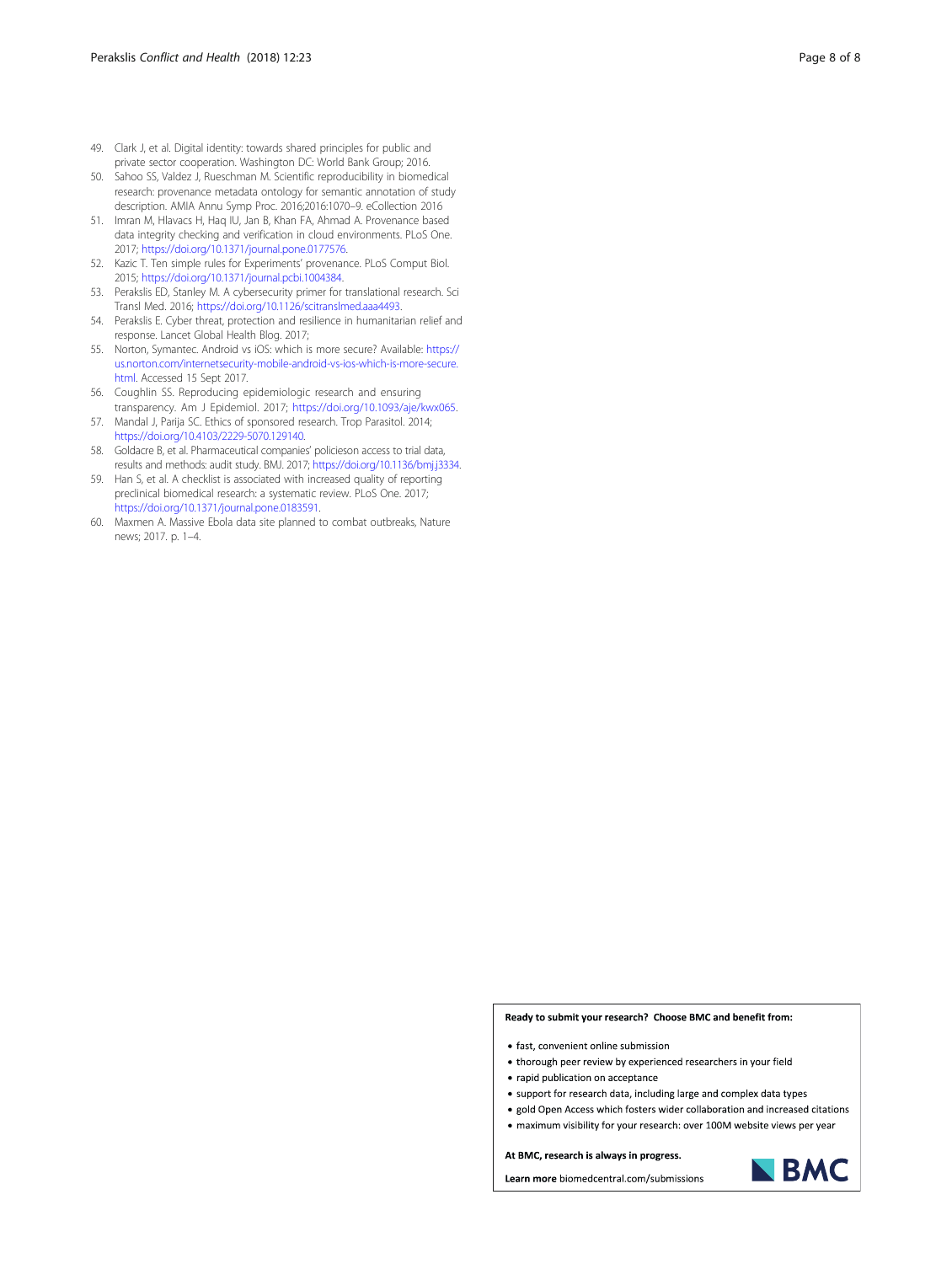49. Clark J, et al. Digital identity: towards shared principles for public and private sector cooperation. Washington DC: World Bank Group; 2016.
50. Sahoo SS, Valdez J, Rueschman M. Scientific reproducibility in biomedical research: provenance metadata ontology for semantic annotation of study description. AMIA Annu Symp Proc. 2016;2016:1070–9. eCollection 2016
51. Imran M, Hlavacs H, Haq IU, Jan B, Khan FA, Ahmad A. Provenance based data integrity checking and verification in cloud environments. PLoS One. 2017; https://doi.org/10.1371/journal.pone.0177576.
52. Kazic T. Ten simple rules for Experiments' provenance. PLoS Comput Biol. 2015; https://doi.org/10.1371/journal.pcbi.1004384.
53. Perakslis ED, Stanley M. A cybersecurity primer for translational research. Sci Transl Med. 2016; https://doi.org/10.1126/scitranslmed.aaa4493.
54. Perakslis E. Cyber threat, protection and resilience in humanitarian relief and response. Lancet Global Health Blog. 2017;
55. Norton, Symantec. Android vs iOS: which is more secure? Available: https://us.norton.com/internetsecurity-mobile-android-vs-ios-which-is-more-secure.html. Accessed 15 Sept 2017.
56. Coughlin SS. Reproducing epidemiologic research and ensuring transparency. Am J Epidemiol. 2017; https://doi.org/10.1093/aje/kwx065.
57. Mandal J, Parija SC. Ethics of sponsored research. Trop Parasitol. 2014; https://doi.org/10.4103/2229-5070.129140.
58. Goldacre B, et al. Pharmaceutical companies' policieson access to trial data, results and methods: audit study. BMJ. 2017; https://doi.org/10.1136/bmj.j3334.
59. Han S, et al. A checklist is associated with increased quality of reporting preclinical biomedical research: a systematic review. PLoS One. 2017; https://doi.org/10.1371/journal.pone.0183591.
60. Maxmen A. Massive Ebola data site planned to combat outbreaks, Nature news; 2017. p. 1–4.

**Ready to submit your research? Choose BMC and benefit from:**

- fast, convenient online submission
- thorough peer review by experienced researchers in your field
- rapid publication on acceptance
- support for research data, including large and complex data types
- gold Open Access which fosters wider collaboration and increased citations
- maximum visibility for your research: over 100M website views per year

**At BMC, research is always in progress.**

**Learn more** biomedcentral.com/submissions

BMC